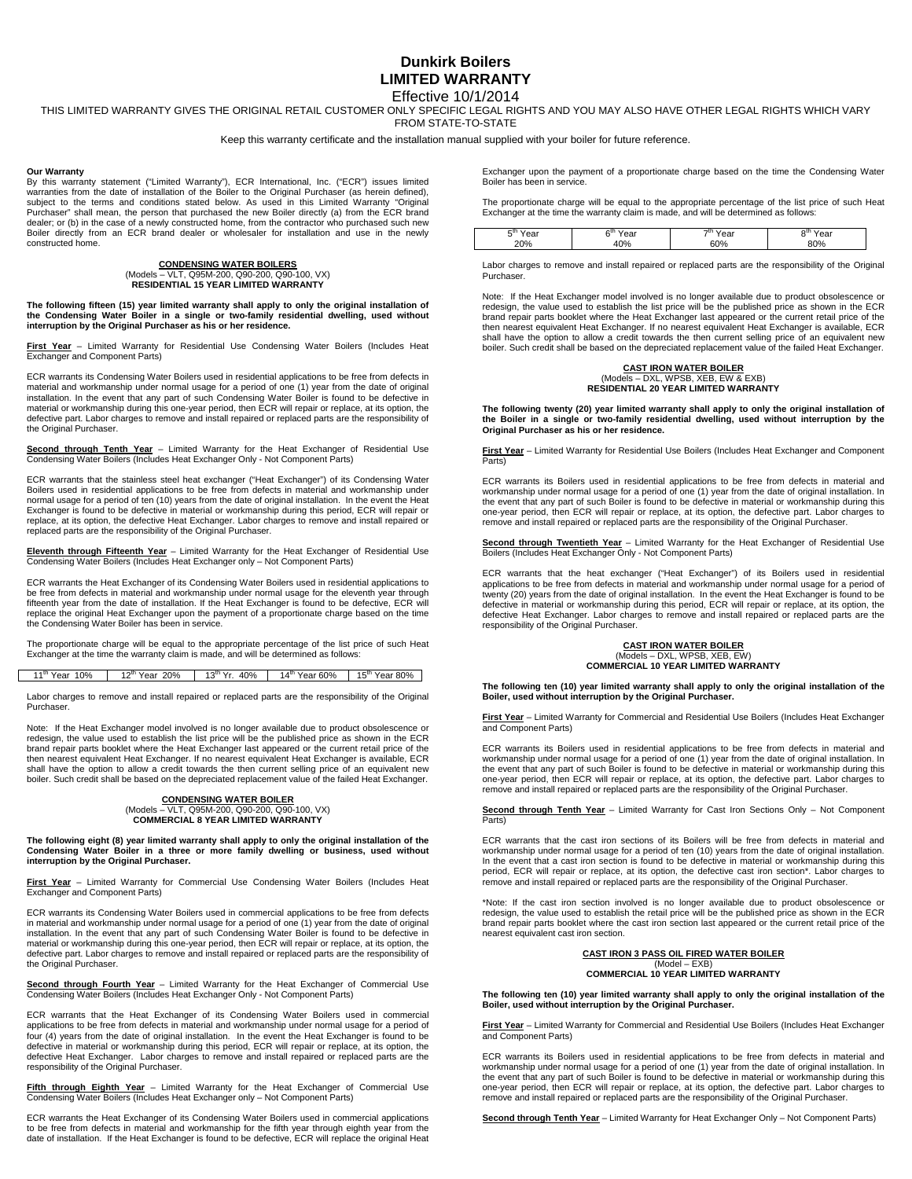# Dunkirk Boilers
# LIMITED WARRANTY

Effective 10/1/2014

THIS LIMITED WARRANTY GIVES THE ORIGINAL RETAIL CUSTOMER ONLY SPECIFIC LEGAL RIGHTS AND YOU MAY ALSO HAVE OTHER LEGAL RIGHTS WHICH VARY FROM STATE-TO-STATE

Keep this warranty certificate and the installation manual supplied with your boiler for future reference.

**Our Warranty**

By this warranty statement ("Limited Warranty"), ECR International, Inc. ("ECR") issues limited warranties from the date of installation of the Boiler to the Original Purchaser (as herein defined), subject to the terms and conditions stated below. As used in this Limited Warranty "Original Purchaser" shall mean, the person that purchased the new Boiler directly (a) from the ECR brand dealer; or (b) in the case of a newly constructed home, from the contractor who purchased such new Boiler directly from an ECR brand dealer or wholesaler for installation and use in the newly constructed home.

## CONDENSING WATER BOILERS
(Models – VLT, Q95M-200, Q90-200, Q90-100, VX)
**RESIDENTIAL 15 YEAR LIMITED WARRANTY**

**The following fifteen (15) year limited warranty shall apply to only the original installation of the Condensing Water Boiler in a single or two-family residential dwelling, used without interruption by the Original Purchaser as his or her residence.**

**First Year** – Limited Warranty for Residential Use Condensing Water Boilers (Includes Heat Exchanger and Component Parts)

ECR warrants its Condensing Water Boilers used in residential applications to be free from defects in material and workmanship under normal usage for a period of one (1) year from the date of original installation. In the event that any part of such Condensing Water Boiler is found to be defective in material or workmanship during this one-year period, then ECR will repair or replace, at its option, the defective part. Labor charges to remove and install repaired or replaced parts are the responsibility of the Original Purchaser.

**Second through Tenth Year** – Limited Warranty for the Heat Exchanger of Residential Use Condensing Water Boilers (Includes Heat Exchanger Only - Not Component Parts)

ECR warrants that the stainless steel heat exchanger ("Heat Exchanger") of its Condensing Water Boilers used in residential applications to be free from defects in material and workmanship under normal usage for a period of ten (10) years from the date of original installation. In the event the Heat Exchanger is found to be defective in material or workmanship during this period, ECR will repair or replace, at its option, the defective Heat Exchanger. Labor charges to remove and install repaired or replaced parts are the responsibility of the Original Purchaser.

**Eleventh through Fifteenth Year** – Limited Warranty for the Heat Exchanger of Residential Use Condensing Water Boilers (Includes Heat Exchanger only – Not Component Parts)

ECR warrants the Heat Exchanger of its Condensing Water Boilers used in residential applications to be free from defects in material and workmanship under normal usage for the eleventh year through fifteenth year from the date of installation. If the Heat Exchanger is found to be defective, ECR will replace the original Heat Exchanger upon the payment of a proportionate charge based on the time the Condensing Water Boiler has been in service.

The proportionate charge will be equal to the appropriate percentage of the list price of such Heat Exchanger at the time the warranty claim is made, and will be determined as follows:

| 11th Year 10% | 12th Year 20% | 13th Yr. 40% | 14th Year 60% | 15th Year 80% |
|---|---|---|---|---|

Labor charges to remove and install repaired or replaced parts are the responsibility of the Original Purchaser.

Note: If the Heat Exchanger model involved is no longer available due to product obsolescence or redesign, the value used to establish the list price will be the published price as shown in the ECR brand repair parts booklet where the Heat Exchanger last appeared or the current retail price of the then nearest equivalent Heat Exchanger. If no nearest equivalent Heat Exchanger is available, ECR shall have the option to allow a credit towards the then current selling price of an equivalent new boiler. Such credit shall be based on the depreciated replacement value of the failed Heat Exchanger.

## CONDENSING WATER BOILER
(Models – VLT, Q95M-200, Q90-200, Q90-100, VX)
**COMMERCIAL 8 YEAR LIMITED WARRANTY**

**The following eight (8) year limited warranty shall apply to only the original installation of the Condensing Water Boiler in a three or more family dwelling or business, used without interruption by the Original Purchaser.**

**First Year** – Limited Warranty for Commercial Use Condensing Water Boilers (Includes Heat Exchanger and Component Parts)

ECR warrants its Condensing Water Boilers used in commercial applications to be free from defects in material and workmanship under normal usage for a period of one (1) year from the date of original installation. In the event that any part of such Condensing Water Boiler is found to be defective in material or workmanship during this one-year period, then ECR will repair or replace, at its option, the defective part. Labor charges to remove and install repaired or replaced parts are the responsibility of the Original Purchaser.

**Second through Fourth Year** – Limited Warranty for the Heat Exchanger of Commercial Use Condensing Water Boilers (Includes Heat Exchanger Only - Not Component Parts)

ECR warrants that the Heat Exchanger of its Condensing Water Boilers used in commercial applications to be free from defects in material and workmanship under normal usage for a period of four (4) years from the date of original installation. In the event the Heat Exchanger is found to be defective in material or workmanship during this period, ECR will repair or replace, at its option, the defective Heat Exchanger. Labor charges to remove and install repaired or replaced parts are the responsibility of the Original Purchaser.

**Fifth through Eighth Year** – Limited Warranty for the Heat Exchanger of Commercial Use Condensing Water Boilers (Includes Heat Exchanger only – Not Component Parts)

ECR warrants the Heat Exchanger of its Condensing Water Boilers used in commercial applications to be free from defects in material and workmanship for the fifth year through eighth year from the date of installation. If the Heat Exchanger is found to be defective, ECR will replace the original Heat Exchanger upon the payment of a proportionate charge based on the time the Condensing Water Boiler has been in service.

The proportionate charge will be equal to the appropriate percentage of the list price of such Heat Exchanger at the time the warranty claim is made, and will be determined as follows:

| 5th Year | 6th Year | 7th Year | 8th Year |
|---|---|---|---|
| 20% | 40% | 60% | 80% |

Labor charges to remove and install repaired or replaced parts are the responsibility of the Original Purchaser.

Note: If the Heat Exchanger model involved is no longer available due to product obsolescence or redesign, the value used to establish the list price will be the published price as shown in the ECR brand repair parts booklet where the Heat Exchanger last appeared or the current retail price of the then nearest equivalent Heat Exchanger. If no nearest equivalent Heat Exchanger is available, ECR shall have the option to allow a credit towards the then current selling price of an equivalent new boiler. Such credit shall be based on the depreciated replacement value of the failed Heat Exchanger.

## CAST IRON WATER BOILER
(Models – DXL, WPSB, XEB, EW & EXB)
**RESIDENTIAL 20 YEAR LIMITED WARRANTY**

**The following twenty (20) year limited warranty shall apply to only the original installation of the Boiler in a single or two-family residential dwelling, used without interruption by the Original Purchaser as his or her residence.**

**First Year** – Limited Warranty for Residential Use Boilers (Includes Heat Exchanger and Component Parts)

ECR warrants its Boilers used in residential applications to be free from defects in material and workmanship under normal usage for a period of one (1) year from the date of original installation. In the event that any part of such Boiler is found to be defective in material or workmanship during this one-year period, then ECR will repair or replace, at its option, the defective part. Labor charges to remove and install repaired or replaced parts are the responsibility of the Original Purchaser.

**Second through Twentieth Year** – Limited Warranty for the Heat Exchanger of Residential Use Boilers (Includes Heat Exchanger Only - Not Component Parts)

ECR warrants that the heat exchanger ("Heat Exchanger") of its Boilers used in residential applications to be free from defects in material and workmanship under normal usage for a period of twenty (20) years from the date of original installation. In the event the Heat Exchanger is found to be defective in material or workmanship during this period, ECR will repair or replace, at its option, the defective Heat Exchanger. Labor charges to remove and install repaired or replaced parts are the responsibility of the Original Purchaser.

## CAST IRON WATER BOILER
(Models – DXL, WPSB, XEB, EW)
**COMMERCIAL 10 YEAR LIMITED WARRANTY**

**The following ten (10) year limited warranty shall apply to only the original installation of the Boiler, used without interruption by the Original Purchaser.**

**First Year** – Limited Warranty for Commercial and Residential Use Boilers (Includes Heat Exchanger and Component Parts)

ECR warrants its Boilers used in residential applications to be free from defects in material and workmanship under normal usage for a period of one (1) year from the date of original installation. In the event that any part of such Boiler is found to be defective in material or workmanship during this one-year period, then ECR will repair or replace, at its option, the defective part. Labor charges to remove and install repaired or replaced parts are the responsibility of the Original Purchaser.

**Second through Tenth Year** – Limited Warranty for Cast Iron Sections Only – Not Component Parts)

ECR warrants that the cast iron sections of its Boilers will be free from defects in material and workmanship under normal usage for a period of ten (10) years from the date of original installation. In the event that a cast iron section is found to be defective in material or workmanship during this period, ECR will repair or replace, at its option, the defective cast iron section*. Labor charges to remove and install repaired or replaced parts are the responsibility of the Original Purchaser.

*Note: If the cast iron section involved is no longer available due to product obsolescence or redesign, the value used to establish the retail price will be the published price as shown in the ECR brand repair parts booklet where the cast iron section last appeared or the current retail price of the nearest equivalent cast iron section.

## CAST IRON 3 PASS OIL FIRED WATER BOILER
(Model – EXB)
**COMMERCIAL 10 YEAR LIMITED WARRANTY**

**The following ten (10) year limited warranty shall apply to only the original installation of the Boiler, used without interruption by the Original Purchaser.**

**First Year** – Limited Warranty for Commercial and Residential Use Boilers (Includes Heat Exchanger and Component Parts)

ECR warrants its Boilers used in residential applications to be free from defects in material and workmanship under normal usage for a period of one (1) year from the date of original installation. In the event that any part of such Boiler is found to be defective in material or workmanship during this one-year period, then ECR will repair or replace, at its option, the defective part. Labor charges to remove and install repaired or replaced parts are the responsibility of the Original Purchaser.

**Second through Tenth Year** – Limited Warranty for Heat Exchanger Only – Not Component Parts)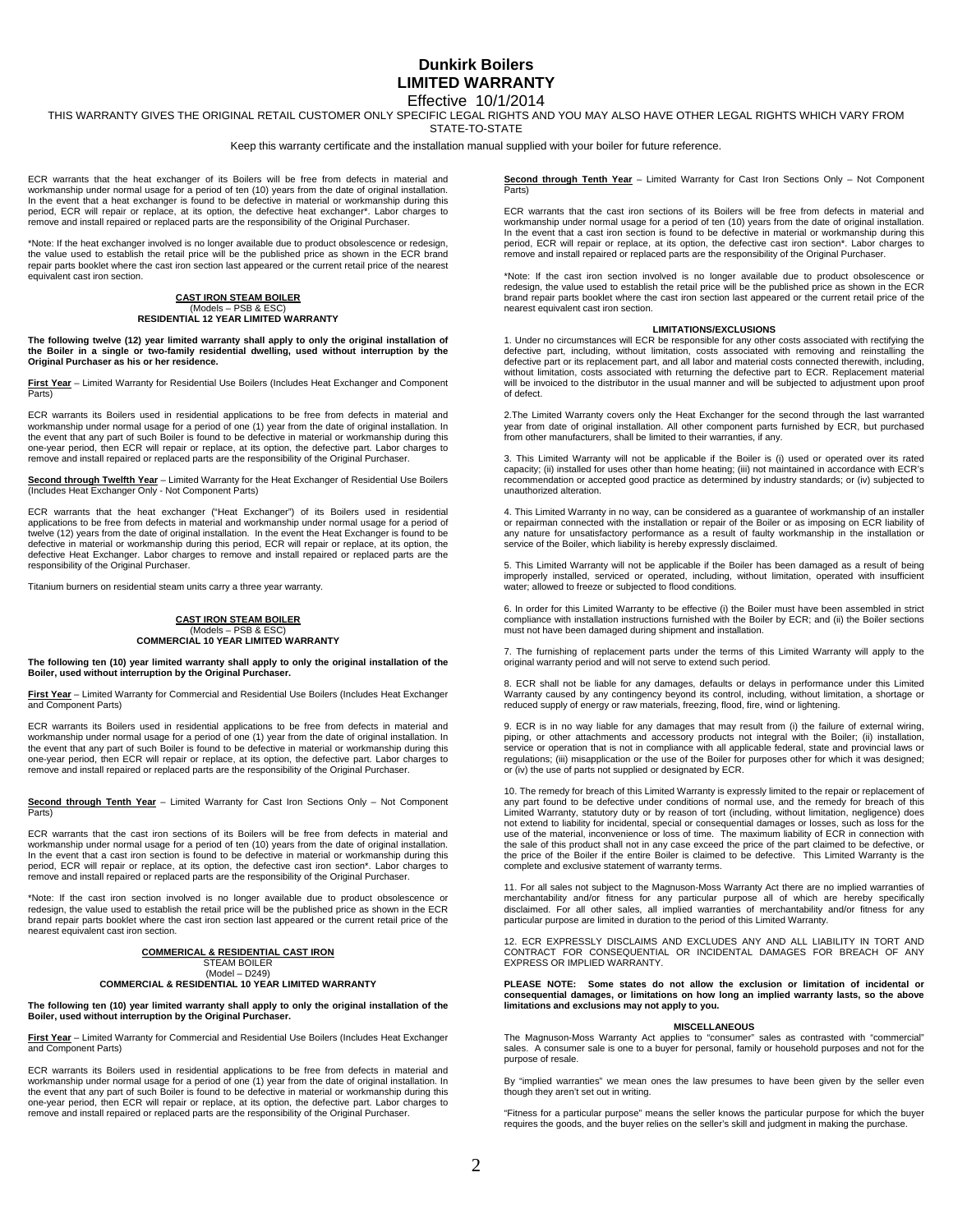# Dunkirk Boilers
# LIMITED WARRANTY

Effective 10/1/2014

THIS WARRANTY GIVES THE ORIGINAL RETAIL CUSTOMER ONLY SPECIFIC LEGAL RIGHTS AND YOU MAY ALSO HAVE OTHER LEGAL RIGHTS WHICH VARY FROM STATE-TO-STATE

Keep this warranty certificate and the installation manual supplied with your boiler for future reference.

ECR warrants that the heat exchanger of its Boilers will be free from defects in material and workmanship under normal usage for a period of ten (10) years from the date of original installation. In the event that a heat exchanger is found to be defective in material or workmanship during this period, ECR will repair or replace, at its option, the defective heat exchanger*. Labor charges to remove and install repaired or replaced parts are the responsibility of the Original Purchaser.

*Note: If the heat exchanger involved is no longer available due to product obsolescence or redesign, the value used to establish the retail price will be the published price as shown in the ECR brand repair parts booklet where the cast iron section last appeared or the current retail price of the nearest equivalent cast iron section.

## CAST IRON STEAM BOILER
(Models – PSB & ESC)
**RESIDENTIAL 12 YEAR LIMITED WARRANTY**

**The following twelve (12) year limited warranty shall apply to only the original installation of the Boiler in a single or two-family residential dwelling, used without interruption by the Original Purchaser as his or her residence.**

**First Year** – Limited Warranty for Residential Use Boilers (Includes Heat Exchanger and Component Parts)

ECR warrants its Boilers used in residential applications to be free from defects in material and workmanship under normal usage for a period of one (1) year from the date of original installation. In the event that any part of such Boiler is found to be defective in material or workmanship during this one-year period, then ECR will repair or replace, at its option, the defective part. Labor charges to remove and install repaired or replaced parts are the responsibility of the Original Purchaser.

**Second through Twelfth Year** – Limited Warranty for the Heat Exchanger of Residential Use Boilers (Includes Heat Exchanger Only - Not Component Parts)

ECR warrants that the heat exchanger ("Heat Exchanger") of its Boilers used in residential applications to be free from defects in material and workmanship under normal usage for a period of twelve (12) years from the date of original installation. In the event the Heat Exchanger is found to be defective in material or workmanship during this period, ECR will repair or replace, at its option, the defective Heat Exchanger. Labor charges to remove and install repaired or replaced parts are the responsibility of the Original Purchaser.

Titanium burners on residential steam units carry a three year warranty.

## CAST IRON STEAM BOILER
(Models – PSB & ESC)
**COMMERCIAL 10 YEAR LIMITED WARRANTY**

**The following ten (10) year limited warranty shall apply to only the original installation of the Boiler, used without interruption by the Original Purchaser.**

**First Year** – Limited Warranty for Commercial and Residential Use Boilers (Includes Heat Exchanger and Component Parts)

ECR warrants its Boilers used in residential applications to be free from defects in material and workmanship under normal usage for a period of one (1) year from the date of original installation. In the event that any part of such Boiler is found to be defective in material or workmanship during this one-year period, then ECR will repair or replace, at its option, the defective part. Labor charges to remove and install repaired or replaced parts are the responsibility of the Original Purchaser.

**Second through Tenth Year** – Limited Warranty for Cast Iron Sections Only – Not Component Parts)

ECR warrants that the cast iron sections of its Boilers will be free from defects in material and workmanship under normal usage for a period of ten (10) years from the date of original installation. In the event that a cast iron section is found to be defective in material or workmanship during this period, ECR will repair or replace, at its option, the defective cast iron section*. Labor charges to remove and install repaired or replaced parts are the responsibility of the Original Purchaser.

*Note: If the cast iron section involved is no longer available due to product obsolescence or redesign, the value used to establish the retail price will be the published price as shown in the ECR brand repair parts booklet where the cast iron section last appeared or the current retail price of the nearest equivalent cast iron section.

## COMMERICAL & RESIDENTIAL CAST IRON
STEAM BOILER
(Model – D249)
**COMMERCIAL & RESIDENTIAL 10 YEAR LIMITED WARRANTY**

**The following ten (10) year limited warranty shall apply to only the original installation of the Boiler, used without interruption by the Original Purchaser.**

**First Year** – Limited Warranty for Commercial and Residential Use Boilers (Includes Heat Exchanger and Component Parts)

ECR warrants its Boilers used in residential applications to be free from defects in material and workmanship under normal usage for a period of one (1) year from the date of original installation. In the event that any part of such Boiler is found to be defective in material or workmanship during this one-year period, then ECR will repair or replace, at its option, the defective part. Labor charges to remove and install repaired or replaced parts are the responsibility of the Original Purchaser.

**Second through Tenth Year** – Limited Warranty for Cast Iron Sections Only – Not Component Parts)

ECR warrants that the cast iron sections of its Boilers will be free from defects in material and workmanship under normal usage for a period of ten (10) years from the date of original installation. In the event that a cast iron section is found to be defective in material or workmanship during this period, ECR will repair or replace, at its option, the defective cast iron section*. Labor charges to remove and install repaired or replaced parts are the responsibility of the Original Purchaser.

*Note: If the cast iron section involved is no longer available due to product obsolescence or redesign, the value used to establish the retail price will be the published price as shown in the ECR brand repair parts booklet where the cast iron section last appeared or the current retail price of the nearest equivalent cast iron section.

### LIMITATIONS/EXCLUSIONS

1. Under no circumstances will ECR be responsible for any other costs associated with rectifying the defective part, including, without limitation, costs associated with removing and reinstalling the defective part or its replacement part, and all labor and material costs connected therewith, including, without limitation, costs associated with returning the defective part to ECR. Replacement material will be invoiced to the distributor in the usual manner and will be subjected to adjustment upon proof of defect.

2. The Limited Warranty covers only the Heat Exchanger for the second through the last warranted year from date of original installation. All other component parts furnished by ECR, but purchased from other manufacturers, shall be limited to their warranties, if any.

3. This Limited Warranty will not be applicable if the Boiler is (i) used or operated over its rated capacity; (ii) installed for uses other than home heating; (iii) not maintained in accordance with ECR's recommendation or accepted good practice as determined by industry standards; or (iv) subjected to unauthorized alteration.

4. This Limited Warranty in no way, can be considered as a guarantee of workmanship of an installer or repairman connected with the installation or repair of the Boiler or as imposing on ECR liability of any nature for unsatisfactory performance as a result of faulty workmanship in the installation or service of the Boiler, which liability is hereby expressly disclaimed.

5. This Limited Warranty will not be applicable if the Boiler has been damaged as a result of being improperly installed, serviced or operated, including, without limitation, operated with insufficient water; allowed to freeze or subjected to flood conditions.

6. In order for this Limited Warranty to be effective (i) the Boiler must have been assembled in strict compliance with installation instructions furnished with the Boiler by ECR; and (ii) the Boiler sections must not have been damaged during shipment and installation.

7. The furnishing of replacement parts under the terms of this Limited Warranty will apply to the original warranty period and will not serve to extend such period.

8. ECR shall not be liable for any damages, defaults or delays in performance under this Limited Warranty caused by any contingency beyond its control, including, without limitation, a shortage or reduced supply of energy or raw materials, freezing, flood, fire, wind or lightening.

9. ECR is in no way liable for any damages that may result from (i) the failure of external wiring, piping, or other attachments and accessory products not integral with the Boiler; (ii) installation, service or operation that is not in compliance with all applicable federal, state and provincial laws or regulations; (iii) misapplication or the use of the Boiler for purposes other for which it was designed; or (iv) the use of parts not supplied or designated by ECR.

10. The remedy for breach of this Limited Warranty is expressly limited to the repair or replacement of any part found to be defective under conditions of normal use, and the remedy for breach of this Limited Warranty, statutory duty or by reason of tort (including, without limitation, negligence) does not extend to liability for incidental, special or consequential damages or losses, such as loss for the use of the material, inconvenience or loss of time. The maximum liability of ECR in connection with the sale of this product shall not in any case exceed the price of the part claimed to be defective, or the price of the Boiler if the entire Boiler is claimed to be defective. This Limited Warranty is the complete and exclusive statement of warranty terms.

11. For all sales not subject to the Magnuson-Moss Warranty Act there are no implied warranties of merchantability and/or fitness for any particular purpose all of which are hereby specifically disclaimed. For all other sales, all implied warranties of merchantability and/or fitness for any particular purpose are limited in duration to the period of this Limited Warranty.

12. ECR EXPRESSLY DISCLAIMS AND EXCLUDES ANY AND ALL LIABILITY IN TORT AND CONTRACT FOR CONSEQUENTIAL OR INCIDENTAL DAMAGES FOR BREACH OF ANY EXPRESS OR IMPLIED WARRANTY.

**PLEASE NOTE: Some states do not allow the exclusion or limitation of incidental or consequential damages, or limitations on how long an implied warranty lasts, so the above limitations and exclusions may not apply to you.**

### MISCELLANEOUS

The Magnuson-Moss Warranty Act applies to "consumer" sales as contrasted with "commercial" sales. A consumer sale is one to a buyer for personal, family or household purposes and not for the purpose of resale.

By "implied warranties" we mean ones the law presumes to have been given by the seller even though they aren't set out in writing.

"Fitness for a particular purpose" means the seller knows the particular purpose for which the buyer requires the goods, and the buyer relies on the seller's skill and judgment in making the purchase.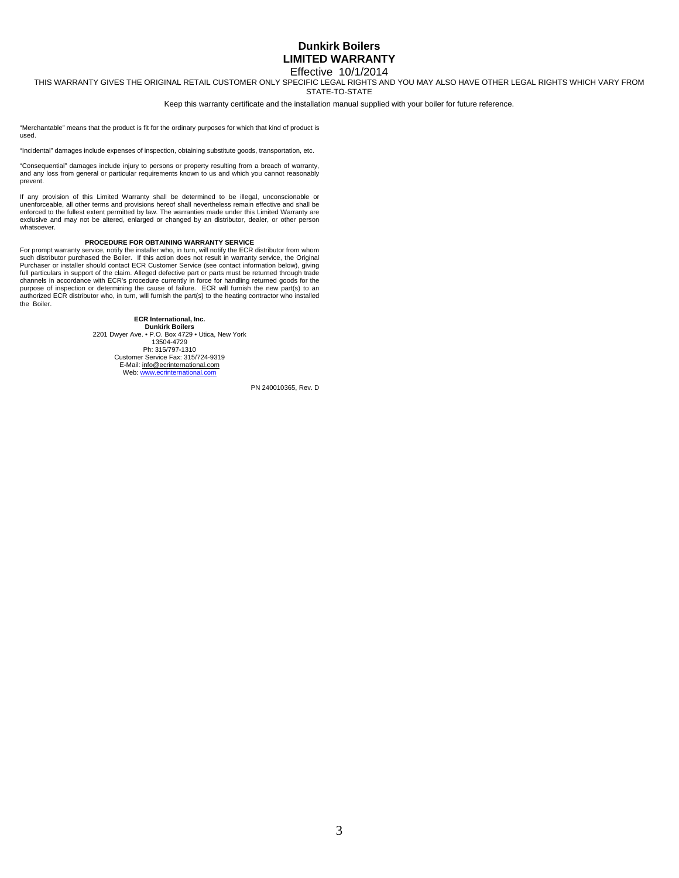# Dunkirk Boilers
## LIMITED WARRANTY

Effective 10/1/2014

THIS WARRANTY GIVES THE ORIGINAL RETAIL CUSTOMER ONLY SPECIFIC LEGAL RIGHTS AND YOU MAY ALSO HAVE OTHER LEGAL RIGHTS WHICH VARY FROM STATE-TO-STATE

Keep this warranty certificate and the installation manual supplied with your boiler for future reference.

"Merchantable" means that the product is fit for the ordinary purposes for which that kind of product is used.

"Incidental" damages include expenses of inspection, obtaining substitute goods, transportation, etc.

"Consequential" damages include injury to persons or property resulting from a breach of warranty, and any loss from general or particular requirements known to us and which you cannot reasonably prevent.

If any provision of this Limited Warranty shall be determined to be illegal, unconscionable or unenforceable, all other terms and provisions hereof shall nevertheless remain effective and shall be enforced to the fullest extent permitted by law. The warranties made under this Limited Warranty are exclusive and may not be altered, enlarged or changed by an distributor, dealer, or other person whatsoever.

**PROCEDURE FOR OBTAINING WARRANTY SERVICE**

For prompt warranty service, notify the installer who, in turn, will notify the ECR distributor from whom such distributor purchased the Boiler. If this action does not result in warranty service, the Original Purchaser or installer should contact ECR Customer Service (see contact information below), giving full particulars in support of the claim. Alleged defective part or parts must be returned through trade channels in accordance with ECR's procedure currently in force for handling returned goods for the purpose of inspection or determining the cause of failure. ECR will furnish the new part(s) to an authorized ECR distributor who, in turn, will furnish the part(s) to the heating contractor who installed the Boiler.

**ECR International, Inc.**
**Dunkirk Boilers**
2201 Dwyer Ave. • P.O. Box 4729 • Utica, New York 13504-4729
Ph: 315/797-1310
Customer Service Fax: 315/724-9319
E-Mail: info@ecrinternational.com
Web: www.ecrinternational.com

PN 240010365, Rev. D